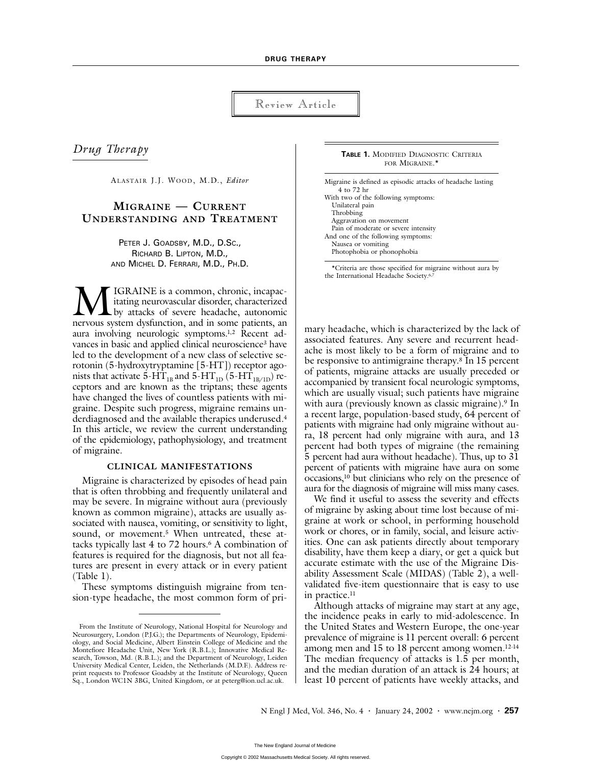Review Article

*Drug Therapy*

ALASTAIR J.J. WOOD, M.D., *Editor*

# MIGRAINE — CURRENT UNDERSTANDING AND TREATMENT

PETER J. GOADSBY, M.D., D.SC.,
RICHARD B. LIPTON, M.D.,
AND MICHEL D. FERRARI, M.D., PH.D.

MIGRAINE is a common, chronic, incapacitating neurovascular disorder, characterized by attacks of severe headache, autonomic nervous system dysfunction, and in some patients, an aura involving neurologic symptoms.[1,2] Recent advances in basic and applied clinical neuroscience[3] have led to the development of a new class of selective serotonin (5-hydroxytryptamine [5-HT]) receptor agonists that activate $5\text{-HT}_{1B}$ and $5\text{-HT}_{1D}$ ($5\text{-HT}_{1B/1D}$) receptors and are known as the triptans; these agents have changed the lives of countless patients with migraine. Despite such progress, migraine remains underdiagnosed and the available therapies underused.[4] In this article, we review the current understanding of the epidemiology, pathophysiology, and treatment of migraine.

## CLINICAL MANIFESTATIONS

Migraine is characterized by episodes of head pain that is often throbbing and frequently unilateral and may be severe. In migraine without aura (previously known as common migraine), attacks are usually associated with nausea, vomiting, or sensitivity to light, sound, or movement.[5] When untreated, these attacks typically last 4 to 72 hours.[6] A combination of features is required for the diagnosis, but not all features are present in every attack or in every patient (Table 1).

**TABLE 1.** MODIFIED DIAGNOSTIC CRITERIA FOR MIGRAINE.*

Migraine is defined as episodic attacks of headache lasting 4 to 72 hr
With two of the following symptoms:
- Unilateral pain
- Throbbing
- Aggravation on movement
- Pain of moderate or severe intensity

And one of the following symptoms:
- Nausea or vomiting
- Photophobia or phonophobia

*Criteria are those specified for migraine without aura by the International Headache Society.[6,7]

These symptoms distinguish migraine from tension-type headache, the most common form of primary headache, which is characterized by the lack of associated features. Any severe and recurrent headache is most likely to be a form of migraine and to be responsive to antimigraine therapy.[8] In 15 percent of patients, migraine attacks are usually preceded or accompanied by transient focal neurologic symptoms, which are usually visual; such patients have migraine with aura (previously known as classic migraine).[9] In a recent large, population-based study, 64 percent of patients with migraine had only migraine without aura, 18 percent had only migraine with aura, and 13 percent had both types of migraine (the remaining 5 percent had aura without headache). Thus, up to 31 percent of patients with migraine have aura on some occasions,[10] but clinicians who rely on the presence of aura for the diagnosis of migraine will miss many cases.

We find it useful to assess the severity and effects of migraine by asking about time lost because of migraine at work or school, in performing household work or chores, or in family, social, and leisure activities. One can ask patients directly about temporary disability, have them keep a diary, or get a quick but accurate estimate with the use of the Migraine Disability Assessment Scale (MIDAS) (Table 2), a well-validated five-item questionnaire that is easy to use in practice.[11]

Although attacks of migraine may start at any age, the incidence peaks in early to mid-adolescence. In the United States and Western Europe, the one-year prevalence of migraine is 11 percent overall: 6 percent among men and 15 to 18 percent among women.[12-14] The median frequency of attacks is 1.5 per month, and the median duration of an attack is 24 hours; at least 10 percent of patients have weekly attacks, and

From the Institute of Neurology, National Hospital for Neurology and Neurosurgery, London (P.J.G.); the Departments of Neurology, Epidemiology, and Social Medicine, Albert Einstein College of Medicine and the Montefiore Headache Unit, New York (R.B.L.); Innovative Medical Research, Towson, Md. (R.B.L.); and the Department of Neurology, Leiden University Medical Center, Leiden, the Netherlands (M.D.F.). Address reprint requests to Professor Goadsby at the Institute of Neurology, Queen Sq., London WC1N 3BG, United Kingdom, or at peterg@ion.ucl.ac.uk.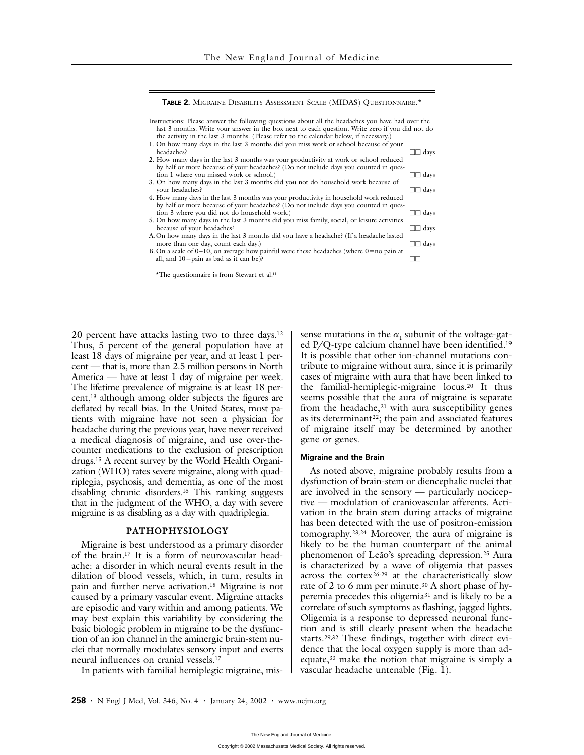**Table 2.** Migraine Disability Assessment Scale (MIDAS) Questionnaire.*

| Instructions: Please answer the following questions about all the headaches you have had over the last 3 months. Write your answer in the box next to each question. Write zero if you did not do the activity in the last 3 months. (Please refer to the calendar below, if necessary.) | |
|---|---|
| 1. On how many days in the last 3 months did you miss work or school because of your headaches? | ☐☐ days |
| 2. How many days in the last 3 months was your productivity at work or school reduced by half or more because of your headaches? (Do not include days you counted in question 1 where you missed work or school.) | ☐☐ days |
| 3. On how many days in the last 3 months did you not do household work because of your headaches? | ☐☐ days |
| 4. How many days in the last 3 months was your productivity in household work reduced by half or more because of your headaches? (Do not include days you counted in question 3 where you did not do household work.) | ☐☐ days |
| 5. On how many days in the last 3 months did you miss family, social, or leisure activities because of your headaches? | ☐☐ days |
| A. On how many days in the last 3 months did you have a headache? (If a headache lasted more than one day, count each day.) | ☐☐ days |
| B. On a scale of 0–10, on average how painful were these headaches (where 0=no pain at all, and 10=pain as bad as it can be)? | ☐☐ |

*The questionnaire is from Stewart et al.[11]

20 percent have attacks lasting two to three days.[12] Thus, 5 percent of the general population have at least 18 days of migraine per year, and at least 1 percent — that is, more than 2.5 million persons in North America — have at least 1 day of migraine per week. The lifetime prevalence of migraine is at least 18 percent,[13] although among older subjects the figures are deflated by recall bias. In the United States, most patients with migraine have not seen a physician for headache during the previous year, have never received a medical diagnosis of migraine, and use over-the-counter medications to the exclusion of prescription drugs.[15] A recent survey by the World Health Organization (WHO) rates severe migraine, along with quadriplegia, psychosis, and dementia, as one of the most disabling chronic disorders.[16] This ranking suggests that in the judgment of the WHO, a day with severe migraine is as disabling as a day with quadriplegia.

## PATHOPHYSIOLOGY

Migraine is best understood as a primary disorder of the brain.[17] It is a form of neurovascular headache: a disorder in which neural events result in the dilation of blood vessels, which, in turn, results in pain and further nerve activation.[18] Migraine is not caused by a primary vascular event. Migraine attacks are episodic and vary within and among patients. We may best explain this variability by considering the basic biologic problem in migraine to be the dysfunction of an ion channel in the aminergic brain-stem nuclei that normally modulates sensory input and exerts neural influences on cranial vessels.[17]

In patients with familial hemiplegic migraine, missense mutations in the $\alpha_1$ subunit of the voltage-gated P/Q-type calcium channel have been identified.[19] It is possible that other ion-channel mutations contribute to migraine without aura, since it is primarily cases of migraine with aura that have been linked to the familial-hemiplegic-migraine locus.[20] It thus seems possible that the aura of migraine is separate from the headache,[21] with aura susceptibility genes as its determinant[22]; the pain and associated features of migraine itself may be determined by another gene or genes.

### Migraine and the Brain

As noted above, migraine probably results from a dysfunction of brain-stem or diencephalic nuclei that are involved in the sensory — particularly nociceptive — modulation of craniovascular afferents. Activation in the brain stem during attacks of migraine has been detected with the use of positron-emission tomography.[23,24] Moreover, the aura of migraine is likely to be the human counterpart of the animal phenomenon of Leão's spreading depression.[25] Aura is characterized by a wave of oligemia that passes across the cortex[26-29] at the characteristically slow rate of 2 to 6 mm per minute.[30] A short phase of hyperemia precedes this oligemia[31] and is likely to be a correlate of such symptoms as flashing, jagged lights. Oligemia is a response to depressed neuronal function and is still clearly present when the headache starts.[29,32] These findings, together with direct evidence that the local oxygen supply is more than adequate,[33] make the notion that migraine is simply a vascular headache untenable (Fig. 1).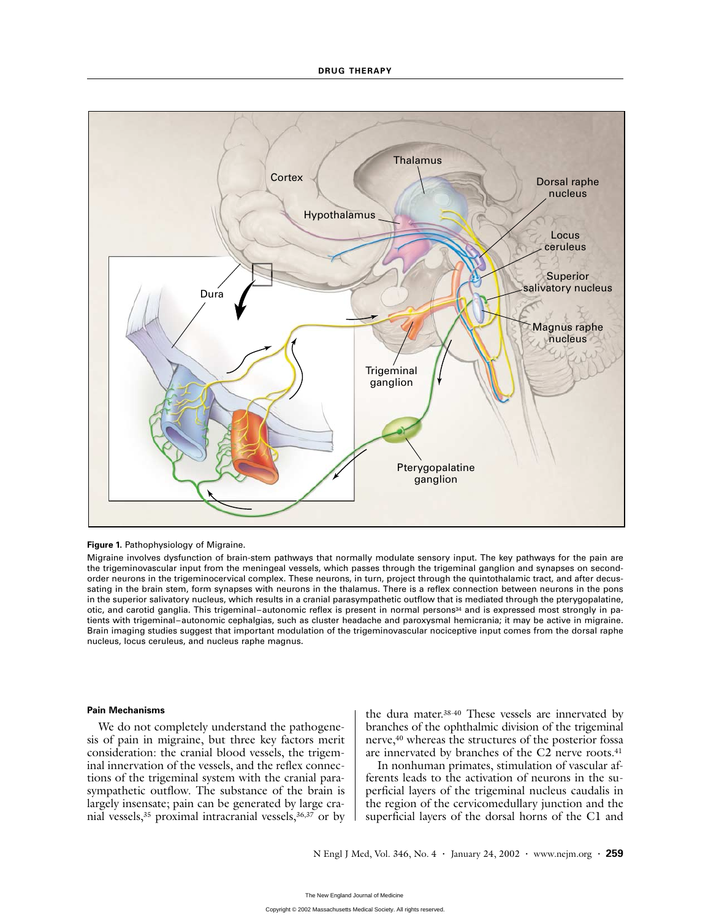**Figure 1.** Pathophysiology of Migraine.

Migraine involves dysfunction of brain-stem pathways that normally modulate sensory input. The key pathways for the pain are the trigeminovascular input from the meningeal vessels, which passes through the trigeminal ganglion and synapses on second-order neurons in the trigeminocervical complex. These neurons, in turn, project through the quintothalamic tract, and after decussating in the brain stem, form synapses with neurons in the thalamus. There is a reflex connection between neurons in the pons in the superior salivatory nucleus, which results in a cranial parasympathetic outflow that is mediated through the pterygopalatine, otic, and carotid ganglia. This trigeminal–autonomic reflex is present in normal persons[34] and is expressed most strongly in patients with trigeminal–autonomic cephalgias, such as cluster headache and paroxysmal hemicrania; it may be active in migraine. Brain imaging studies suggest that important modulation of the trigeminovascular nociceptive input comes from the dorsal raphe nucleus, locus ceruleus, and nucleus raphe magnus.

#### Pain Mechanisms

We do not completely understand the pathogenesis of pain in migraine, but three key factors merit consideration: the cranial blood vessels, the trigeminal innervation of the vessels, and the reflex connections of the trigeminal system with the cranial parasympathetic outflow. The substance of the brain is largely insensate; pain can be generated by large cranial vessels,[35] proximal intracranial vessels,[36,37] or by the dura mater.[38-40] These vessels are innervated by branches of the ophthalmic division of the trigeminal nerve,[40] whereas the structures of the posterior fossa are innervated by branches of the C2 nerve roots.[41]

In nonhuman primates, stimulation of vascular afferents leads to the activation of neurons in the superficial layers of the trigeminal nucleus caudalis in the region of the cervicomedullary junction and the superficial layers of the dorsal horns of the C1 and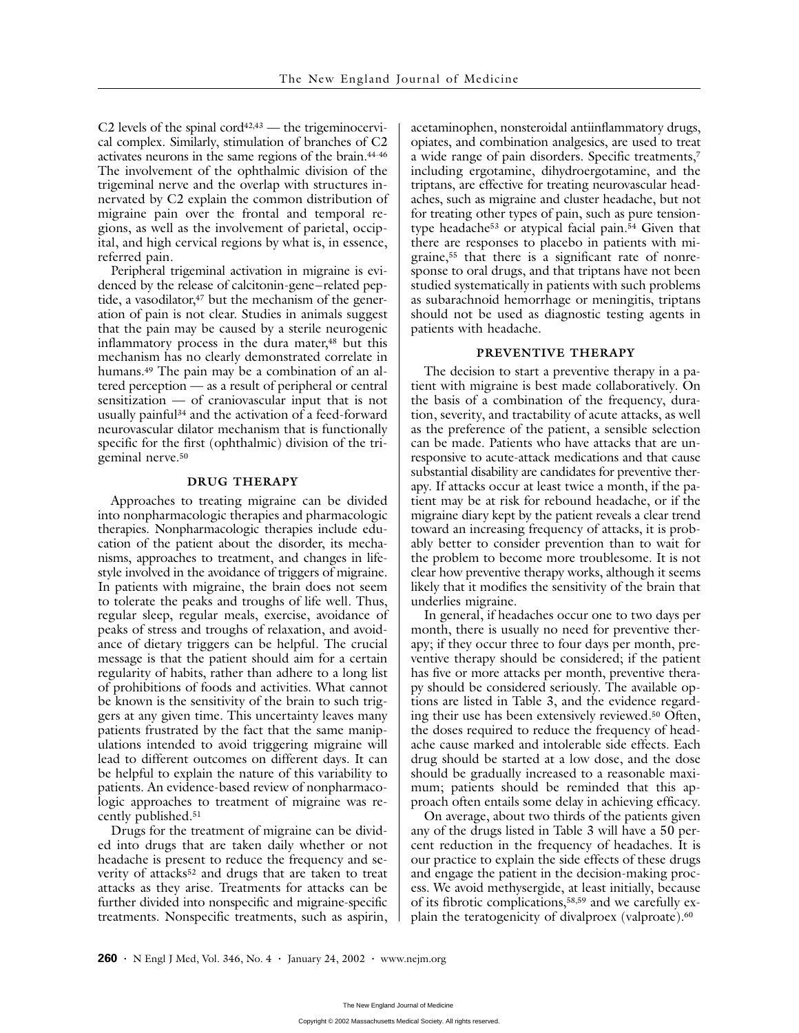C2 levels of the spinal cord[42,43] — the trigeminocervical complex. Similarly, stimulation of branches of C2 activates neurons in the same regions of the brain.[44-46] The involvement of the ophthalmic division of the trigeminal nerve and the overlap with structures innervated by C2 explain the common distribution of migraine pain over the frontal and temporal regions, as well as the involvement of parietal, occipital, and high cervical regions by what is, in essence, referred pain.

Peripheral trigeminal activation in migraine is evidenced by the release of calcitonin-gene–related peptide, a vasodilator,[47] but the mechanism of the generation of pain is not clear. Studies in animals suggest that the pain may be caused by a sterile neurogenic inflammatory process in the dura mater,[48] but this mechanism has no clearly demonstrated correlate in humans.[49] The pain may be a combination of an altered perception — as a result of peripheral or central sensitization — of craniovascular input that is not usually painful[34] and the activation of a feed-forward neurovascular dilator mechanism that is functionally specific for the first (ophthalmic) division of the trigeminal nerve.[50]

## DRUG THERAPY

Approaches to treating migraine can be divided into nonpharmacologic therapies and pharmacologic therapies. Nonpharmacologic therapies include education of the patient about the disorder, its mechanisms, approaches to treatment, and changes in lifestyle involved in the avoidance of triggers of migraine. In patients with migraine, the brain does not seem to tolerate the peaks and troughs of life well. Thus, regular sleep, regular meals, exercise, avoidance of peaks of stress and troughs of relaxation, and avoidance of dietary triggers can be helpful. The crucial message is that the patient should aim for a certain regularity of habits, rather than adhere to a long list of prohibitions of foods and activities. What cannot be known is the sensitivity of the brain to such triggers at any given time. This uncertainty leaves many patients frustrated by the fact that the same manipulations intended to avoid triggering migraine will lead to different outcomes on different days. It can be helpful to explain the nature of this variability to patients. An evidence-based review of nonpharmacologic approaches to treatment of migraine was recently published.[51]

Drugs for the treatment of migraine can be divided into drugs that are taken daily whether or not headache is present to reduce the frequency and severity of attacks[52] and drugs that are taken to treat attacks as they arise. Treatments for attacks can be further divided into nonspecific and migraine-specific treatments. Nonspecific treatments, such as aspirin, acetaminophen, nonsteroidal antiinflammatory drugs, opiates, and combination analgesics, are used to treat a wide range of pain disorders. Specific treatments,[7] including ergotamine, dihydroergotamine, and the triptans, are effective for treating neurovascular headaches, such as migraine and cluster headache, but not for treating other types of pain, such as pure tension-type headache[53] or atypical facial pain.[54] Given that there are responses to placebo in patients with migraine,[55] that there is a significant rate of nonresponse to oral drugs, and that triptans have not been studied systematically in patients with such problems as subarachnoid hemorrhage or meningitis, triptans should not be used as diagnostic testing agents in patients with headache.

## PREVENTIVE THERAPY

The decision to start a preventive therapy in a patient with migraine is best made collaboratively. On the basis of a combination of the frequency, duration, severity, and tractability of acute attacks, as well as the preference of the patient, a sensible selection can be made. Patients who have attacks that are unresponsive to acute-attack medications and that cause substantial disability are candidates for preventive therapy. If attacks occur at least twice a month, if the patient may be at risk for rebound headache, or if the migraine diary kept by the patient reveals a clear trend toward an increasing frequency of attacks, it is probably better to consider prevention than to wait for the problem to become more troublesome. It is not clear how preventive therapy works, although it seems likely that it modifies the sensitivity of the brain that underlies migraine.

In general, if headaches occur one to two days per month, there is usually no need for preventive therapy; if they occur three to four days per month, preventive therapy should be considered; if the patient has five or more attacks per month, preventive therapy should be considered seriously. The available options are listed in Table 3, and the evidence regarding their use has been extensively reviewed.[50] Often, the doses required to reduce the frequency of headache cause marked and intolerable side effects. Each drug should be started at a low dose, and the dose should be gradually increased to a reasonable maximum; patients should be reminded that this approach often entails some delay in achieving efficacy.

On average, about two thirds of the patients given any of the drugs listed in Table 3 will have a 50 percent reduction in the frequency of headaches. It is our practice to explain the side effects of these drugs and engage the patient in the decision-making process. We avoid methysergide, at least initially, because of its fibrotic complications,[58,59] and we carefully explain the teratogenicity of divalproex (valproate).[60]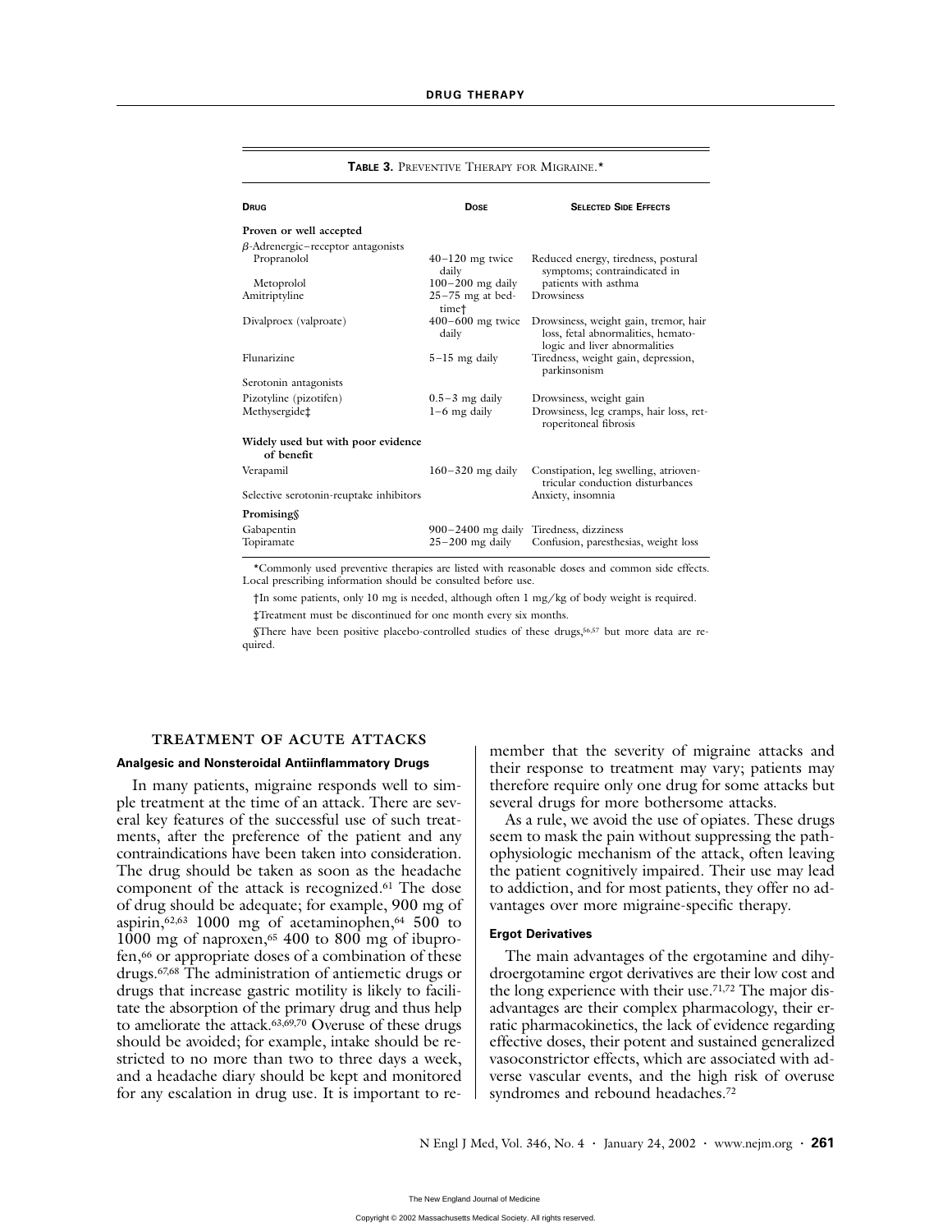**Table 3.** Preventive Therapy for Migraine.*

| Drug | Dose | Selected Side Effects |
|---|---|---|
| **Proven or well accepted** | | |
| β-Adrenergic–receptor antagonists | | |
| Propranolol | 40–120 mg twice daily | Reduced energy, tiredness, postural symptoms; contraindicated in patients with asthma |
| Metoprolol | 100–200 mg daily | |
| Amitriptyline | 25–75 mg at bedtime† | Drowsiness |
| Divalproex (valproate) | 400–600 mg twice daily | Drowsiness, weight gain, tremor, hair loss, fetal abnormalities, hematologic and liver abnormalities |
| Flunarizine | 5–15 mg daily | Tiredness, weight gain, depression, parkinsonism |
| Serotonin antagonists | | |
| Pizotyline (pizotifen) | 0.5–3 mg daily | Drowsiness, weight gain |
| Methysergide‡ | 1–6 mg daily | Drowsiness, leg cramps, hair loss, retroperitoneal fibrosis |
| **Widely used but with poor evidence of benefit** | | |
| Verapamil | 160–320 mg daily | Constipation, leg swelling, atrioventricular conduction disturbances |
| Selective serotonin-reuptake inhibitors | | Anxiety, insomnia |
| **Promising§** | | |
| Gabapentin | 900–2400 mg daily | Tiredness, dizziness |
| Topiramate | 25–200 mg daily | Confusion, paresthesias, weight loss |

*Commonly used preventive therapies are listed with reasonable doses and common side effects. Local prescribing information should be consulted before use.

†In some patients, only 10 mg is needed, although often 1 mg/kg of body weight is required.

‡Treatment must be discontinued for one month every six months.

§There have been positive placebo-controlled studies of these drugs,[56,57] but more data are required.

## TREATMENT OF ACUTE ATTACKS

### Analgesic and Nonsteroidal Antiinflammatory Drugs

In many patients, migraine responds well to simple treatment at the time of an attack. There are several key features of the successful use of such treatments, after the preference of the patient and any contraindications have been taken into consideration. The drug should be taken as soon as the headache component of the attack is recognized.[61] The dose of drug should be adequate; for example, 900 mg of aspirin,[62,63] 1000 mg of acetaminophen,[64] 500 to 1000 mg of naproxen,[65] 400 to 800 mg of ibuprofen,[66] or appropriate doses of a combination of these drugs.[67,68] The administration of antiemetic drugs or drugs that increase gastric motility is likely to facilitate the absorption of the primary drug and thus help to ameliorate the attack.[63,69,70] Overuse of these drugs should be avoided; for example, intake should be restricted to no more than two to three days a week, and a headache diary should be kept and monitored for any escalation in drug use. It is important to remember that the severity of migraine attacks and their response to treatment may vary; patients may therefore require only one drug for some attacks but several drugs for more bothersome attacks.

As a rule, we avoid the use of opiates. These drugs seem to mask the pain without suppressing the pathophysiologic mechanism of the attack, often leaving the patient cognitively impaired. Their use may lead to addiction, and for most patients, they offer no advantages over more migraine-specific therapy.

### Ergot Derivatives

The main advantages of the ergotamine and dihydroergotamine ergot derivatives are their low cost and the long experience with their use.[71,72] The major disadvantages are their complex pharmacology, their erratic pharmacokinetics, the lack of evidence regarding effective doses, their potent and sustained generalized vasoconstrictor effects, which are associated with adverse vascular events, and the high risk of overuse syndromes and rebound headaches.[72]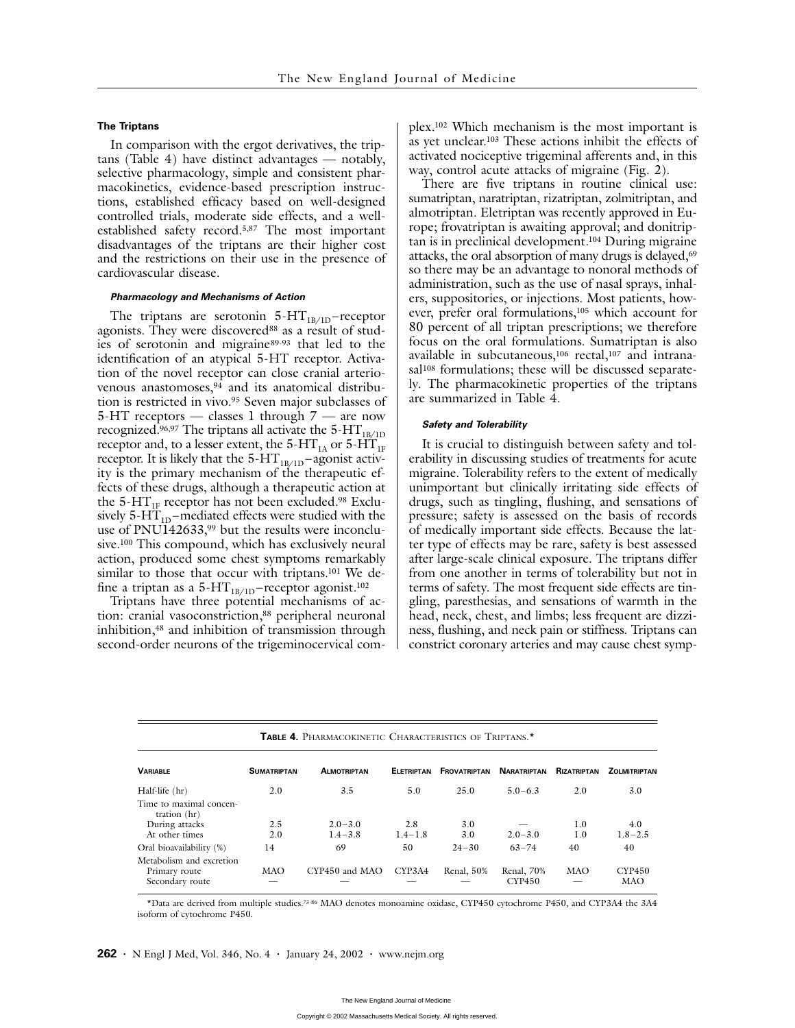### The Triptans

In comparison with the ergot derivatives, the triptans (Table 4) have distinct advantages — notably, selective pharmacology, simple and consistent pharmacokinetics, evidence-based prescription instructions, established efficacy based on well-designed controlled trials, moderate side effects, and a well-established safety record.[5,87] The most important disadvantages of the triptans are their higher cost and the restrictions on their use in the presence of cardiovascular disease.

#### *Pharmacology and Mechanisms of Action*

The triptans are serotonin $5\text{-}HT_{1B/1D}$–receptor agonists. They were discovered[88] as a result of studies of serotonin and migraine[89-93] that led to the identification of an atypical 5-HT receptor. Activation of the novel receptor can close cranial arteriovenous anastomoses,[94] and its anatomical distribution is restricted in vivo.[95] Seven major subclasses of 5-HT receptors — classes 1 through 7 — are now recognized.[96,97] The triptans all activate the $5\text{-}HT_{1B/1D}$ receptor and, to a lesser extent, the $5\text{-}HT_{1A}$ or $5\text{-}HT_{1F}$ receptor. It is likely that the $5\text{-}HT_{1B/1D}$–agonist activity is the primary mechanism of the therapeutic effects of these drugs, although a therapeutic action at the $5\text{-}HT_{1F}$ receptor has not been excluded.[98] Exclusively $5\text{-}HT_{1D}$–mediated effects were studied with the use of PNU142633,[99] but the results were inconclusive.[100] This compound, which has exclusively neural action, produced some chest symptoms remarkably similar to those that occur with triptans.[101] We define a triptan as a $5\text{-}HT_{1B/1D}$–receptor agonist.[102]

Triptans have three potential mechanisms of action: cranial vasoconstriction,[88] peripheral neuronal inhibition,[48] and inhibition of transmission through second-order neurons of the trigeminocervical complex.[102] Which mechanism is the most important is as yet unclear.[103] These actions inhibit the effects of activated nociceptive trigeminal afferents and, in this way, control acute attacks of migraine (Fig. 2).

There are five triptans in routine clinical use: sumatriptan, naratriptan, rizatriptan, zolmitriptan, and almotriptan. Eletriptan was recently approved in Europe; frovatriptan is awaiting approval; and donitriptan is in preclinical development.[104] During migraine attacks, the oral absorption of many drugs is delayed,[69] so there may be an advantage to nonoral methods of administration, such as the use of nasal sprays, inhalers, suppositories, or injections. Most patients, however, prefer oral formulations,[105] which account for 80 percent of all triptan prescriptions; we therefore focus on the oral formulations. Sumatriptan is also available in subcutaneous,[106] rectal,[107] and intranasal[108] formulations; these will be discussed separately. The pharmacokinetic properties of the triptans are summarized in Table 4.

#### *Safety and Tolerability*

It is crucial to distinguish between safety and tolerability in discussing studies of treatments for acute migraine. Tolerability refers to the extent of medically unimportant but clinically irritating side effects of drugs, such as tingling, flushing, and sensations of pressure; safety is assessed on the basis of records of medically important side effects. Because the latter type of effects may be rare, safety is best assessed after large-scale clinical exposure. The triptans differ from one another in terms of tolerability but not in terms of safety. The most frequent side effects are tingling, paresthesias, and sensations of warmth in the head, neck, chest, and limbs; less frequent are dizziness, flushing, and neck pain or stiffness. Triptans can constrict coronary arteries and may cause chest symp-

**TABLE 4.** PHARMACOKINETIC CHARACTERISTICS OF TRIPTANS.*

| VARIABLE | SUMATRIPTAN | ALMOTRIPTAN | ELETRIPTAN | FROVATRIPTAN | NARATRIPTAN | RIZATRIPTAN | ZOLMITRIPTAN |
|---|---|---|---|---|---|---|---|
| Half-life (hr) | 2.0 | 3.5 | 5.0 | 25.0 | 5.0–6.3 | 2.0 | 3.0 |
| Time to maximal concentration (hr) | | | | | | | |
| During attacks | 2.5 | 2.0–3.0 | 2.8 | 3.0 | — | 1.0 | 4.0 |
| At other times | 2.0 | 1.4–3.8 | 1.4–1.8 | 3.0 | 2.0–3.0 | 1.0 | 1.8–2.5 |
| Oral bioavailability (%) | 14 | 69 | 50 | 24–30 | 63–74 | 40 | 40 |
| Metabolism and excretion | | | | | | | |
| Primary route | MAO | CYP450 and MAO | CYP3A4 | Renal, 50% | Renal, 70% | MAO | CYP450 |
| Secondary route | — | — | — | — | CYP450 | — | MAO |

*Data are derived from multiple studies.[73-86] MAO denotes monoamine oxidase, CYP450 cytochrome P450, and CYP3A4 the 3A4 isoform of cytochrome P450.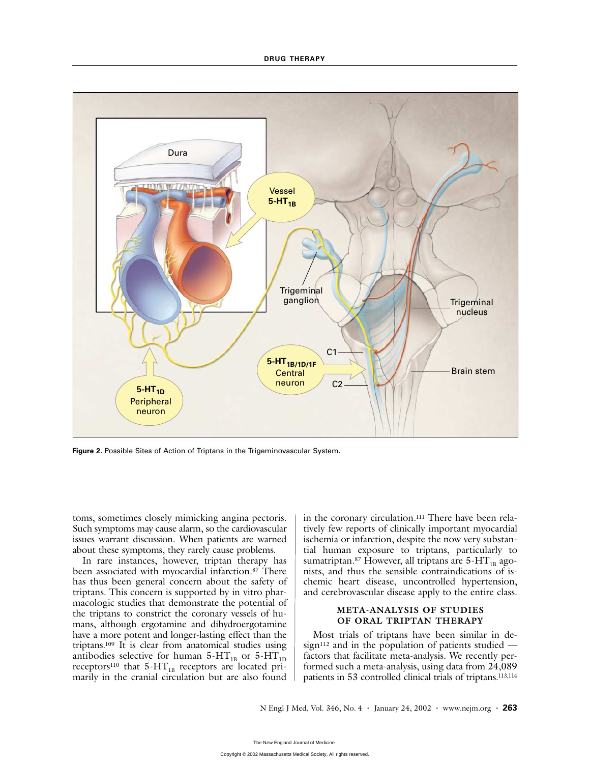**Figure 2.** Possible Sites of Action of Triptans in the Trigeminovascular System.

toms, sometimes closely mimicking angina pectoris. Such symptoms may cause alarm, so the cardiovascular issues warrant discussion. When patients are warned about these symptoms, they rarely cause problems.

In rare instances, however, triptan therapy has been associated with myocardial infarction.[87] There has thus been general concern about the safety of triptans. This concern is supported by in vitro pharmacologic studies that demonstrate the potential of the triptans to constrict the coronary vessels of humans, although ergotamine and dihydroergotamine have a more potent and longer-lasting effect than the triptans.[109] It is clear from anatomical studies using antibodies selective for human $5\text{-HT}_{1B}$ or $5\text{-HT}_{1D}$ receptors[110] that $5\text{-HT}_{1B}$ receptors are located primarily in the cranial circulation but are also found in the coronary circulation.[111] There have been relatively few reports of clinically important myocardial ischemia or infarction, despite the now very substantial human exposure to triptans, particularly to sumatriptan.[87] However, all triptans are $5\text{-HT}_{1B}$ agonists, and thus the sensible contraindications of ischemic heart disease, uncontrolled hypertension, and cerebrovascular disease apply to the entire class.

## META-ANALYSIS OF STUDIES OF ORAL TRIPTAN THERAPY

Most trials of triptans have been similar in design[112] and in the population of patients studied — factors that facilitate meta-analysis. We recently performed such a meta-analysis, using data from 24,089 patients in 53 controlled clinical trials of triptans.[113,114]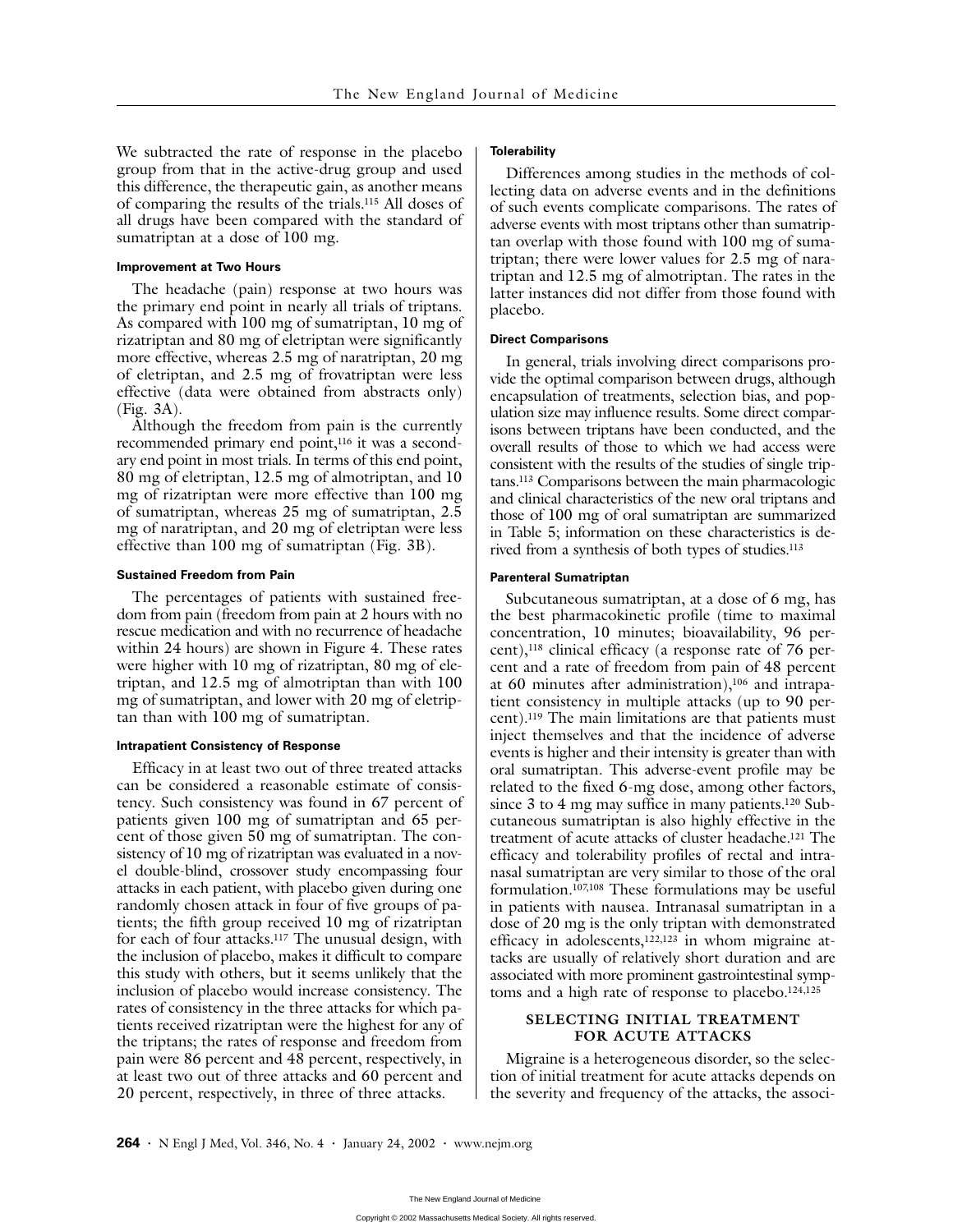We subtracted the rate of response in the placebo group from that in the active-drug group and used this difference, the therapeutic gain, as another means of comparing the results of the trials.[115] All doses of all drugs have been compared with the standard of sumatriptan at a dose of 100 mg.

#### Improvement at Two Hours

The headache (pain) response at two hours was the primary end point in nearly all trials of triptans. As compared with 100 mg of sumatriptan, 10 mg of rizatriptan and 80 mg of eletriptan were significantly more effective, whereas 2.5 mg of naratriptan, 20 mg of eletriptan, and 2.5 mg of frovatriptan were less effective (data were obtained from abstracts only) (Fig. 3A).

Although the freedom from pain is the currently recommended primary end point,[116] it was a secondary end point in most trials. In terms of this end point, 80 mg of eletriptan, 12.5 mg of almotriptan, and 10 mg of rizatriptan were more effective than 100 mg of sumatriptan, whereas 25 mg of sumatriptan, 2.5 mg of naratriptan, and 20 mg of eletriptan were less effective than 100 mg of sumatriptan (Fig. 3B).

#### Sustained Freedom from Pain

The percentages of patients with sustained freedom from pain (freedom from pain at 2 hours with no rescue medication and with no recurrence of headache within 24 hours) are shown in Figure 4. These rates were higher with 10 mg of rizatriptan, 80 mg of eletriptan, and 12.5 mg of almotriptan than with 100 mg of sumatriptan, and lower with 20 mg of eletriptan than with 100 mg of sumatriptan.

#### Intrapatient Consistency of Response

Efficacy in at least two out of three treated attacks can be considered a reasonable estimate of consistency. Such consistency was found in 67 percent of patients given 100 mg of sumatriptan and 65 percent of those given 50 mg of sumatriptan. The consistency of 10 mg of rizatriptan was evaluated in a novel double-blind, crossover study encompassing four attacks in each patient, with placebo given during one randomly chosen attack in four of five groups of patients; the fifth group received 10 mg of rizatriptan for each of four attacks.[117] The unusual design, with the inclusion of placebo, makes it difficult to compare this study with others, but it seems unlikely that the inclusion of placebo would increase consistency. The rates of consistency in the three attacks for which patients received rizatriptan were the highest for any of the triptans; the rates of response and freedom from pain were 86 percent and 48 percent, respectively, in at least two out of three attacks and 60 percent and 20 percent, respectively, in three of three attacks.

#### Tolerability

Differences among studies in the methods of collecting data on adverse events and in the definitions of such events complicate comparisons. The rates of adverse events with most triptans other than sumatriptan overlap with those found with 100 mg of sumatriptan; there were lower values for 2.5 mg of naratriptan and 12.5 mg of almotriptan. The rates in the latter instances did not differ from those found with placebo.

#### Direct Comparisons

In general, trials involving direct comparisons provide the optimal comparison between drugs, although encapsulation of treatments, selection bias, and population size may influence results. Some direct comparisons between triptans have been conducted, and the overall results of those to which we had access were consistent with the results of the studies of single triptans.[113] Comparisons between the main pharmacologic and clinical characteristics of the new oral triptans and those of 100 mg of oral sumatriptan are summarized in Table 5; information on these characteristics is derived from a synthesis of both types of studies.[113]

#### Parenteral Sumatriptan

Subcutaneous sumatriptan, at a dose of 6 mg, has the best pharmacokinetic profile (time to maximal concentration, 10 minutes; bioavailability, 96 percent),[118] clinical efficacy (a response rate of 76 percent and a rate of freedom from pain of 48 percent at 60 minutes after administration),[106] and intrapatient consistency in multiple attacks (up to 90 percent).[119] The main limitations are that patients must inject themselves and that the incidence of adverse events is higher and their intensity is greater than with oral sumatriptan. This adverse-event profile may be related to the fixed 6-mg dose, among other factors, since 3 to 4 mg may suffice in many patients.[120] Subcutaneous sumatriptan is also highly effective in the treatment of acute attacks of cluster headache.[121] The efficacy and tolerability profiles of rectal and intranasal sumatriptan are very similar to those of the oral formulation.[107,108] These formulations may be useful in patients with nausea. Intranasal sumatriptan in a dose of 20 mg is the only triptan with demonstrated efficacy in adolescents,[122,123] in whom migraine attacks are usually of relatively short duration and are associated with more prominent gastrointestinal symptoms and a high rate of response to placebo.[124,125]

### SELECTING INITIAL TREATMENT FOR ACUTE ATTACKS

Migraine is a heterogeneous disorder, so the selection of initial treatment for acute attacks depends on the severity and frequency of the attacks, the associ-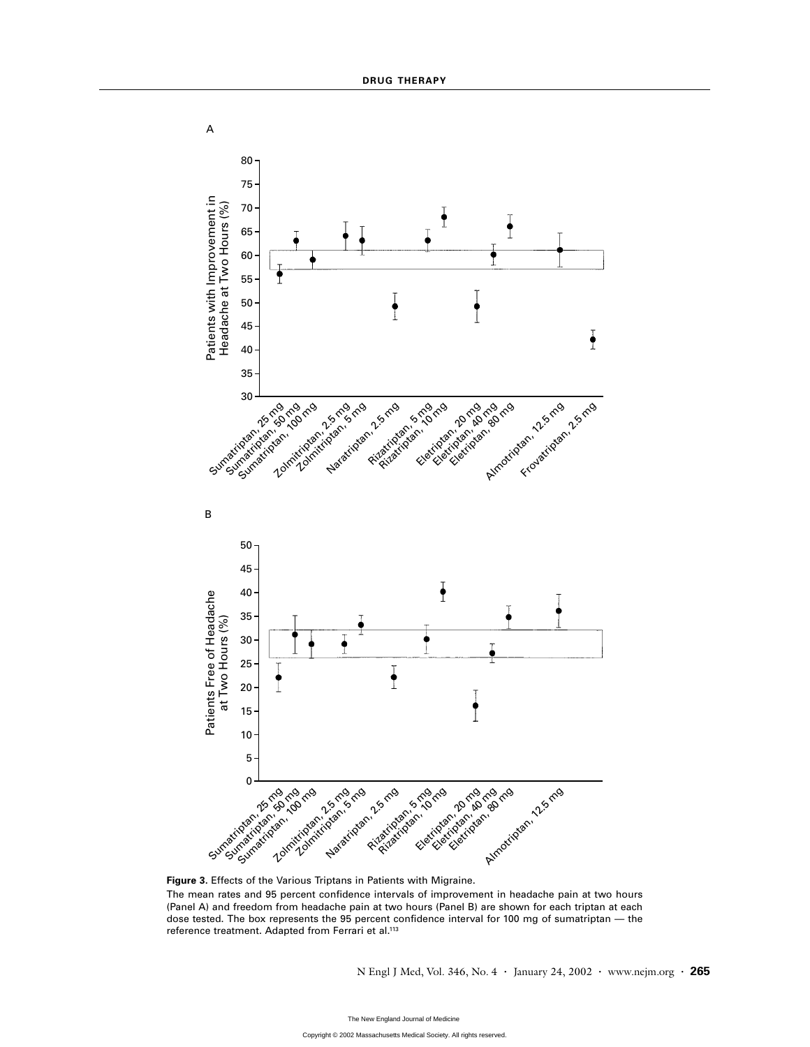**Figure 3.** Effects of the Various Triptans in Patients with Migraine.

The mean rates and 95 percent confidence intervals of improvement in headache pain at two hours (Panel A) and freedom from headache pain at two hours (Panel B) are shown for each triptan at each dose tested. The box represents the 95 percent confidence interval for 100 mg of sumatriptan — the reference treatment. Adapted from Ferrari et al.[113]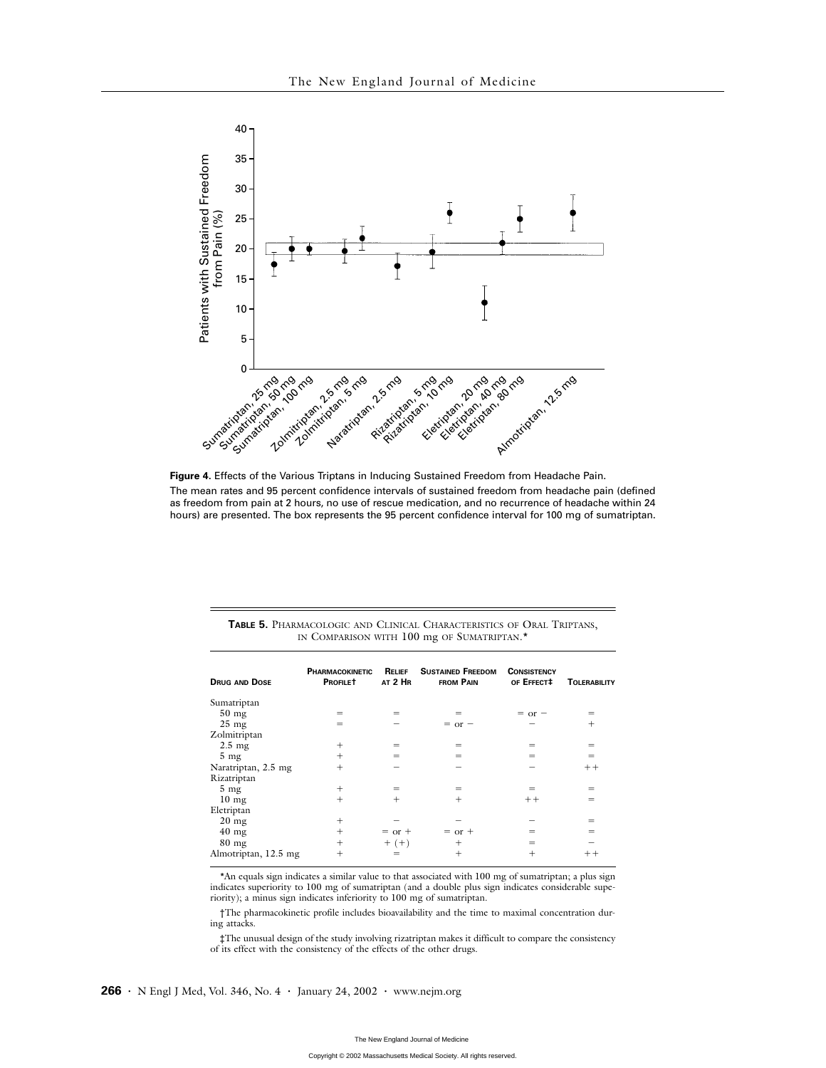**Figure 4.** Effects of the Various Triptans in Inducing Sustained Freedom from Headache Pain.

The mean rates and 95 percent confidence intervals of sustained freedom from headache pain (defined as freedom from pain at 2 hours, no use of rescue medication, and no recurrence of headache within 24 hours) are presented. The box represents the 95 percent confidence interval for 100 mg of sumatriptan.

**TABLE 5.** Pharmacologic and Clinical Characteristics of Oral Triptans, in Comparison with 100 mg of Sumatriptan.*

| Drug and Dose | Pharmacokinetic Profile† | Relief at 2 Hr | Sustained Freedom from Pain | Consistency of Effect‡ | Tolerability |
|---|---|---|---|---|---|
| Sumatriptan | | | | | |
| 50 mg | = | = | = | = or − | = |
| 25 mg | = | − | = or − | − | + |
| Zolmitriptan | | | | | |
| 2.5 mg | + | = | = | = | = |
| 5 mg | + | = | = | = | = |
| Naratriptan, 2.5 mg | + | − | − | − | ++ |
| Rizatriptan | | | | | |
| 5 mg | + | = | = | = | = |
| 10 mg | + | + | + | ++ | = |
| Eletriptan | | | | | |
| 20 mg | + | − | − | − | = |
| 40 mg | + | = or + | = or + | = | = |
| 80 mg | + | + (+) | + | = | − |
| Almotriptan, 12.5 mg | + | = | + | + | ++ |

*An equals sign indicates a similar value to that associated with 100 mg of sumatriptan; a plus sign indicates superiority to 100 mg of sumatriptan (and a double plus sign indicates considerable superiority); a minus sign indicates inferiority to 100 mg of sumatriptan.

†The pharmacokinetic profile includes bioavailability and the time to maximal concentration during attacks.

‡The unusual design of the study involving rizatriptan makes it difficult to compare the consistency of its effect with the consistency of the effects of the other drugs.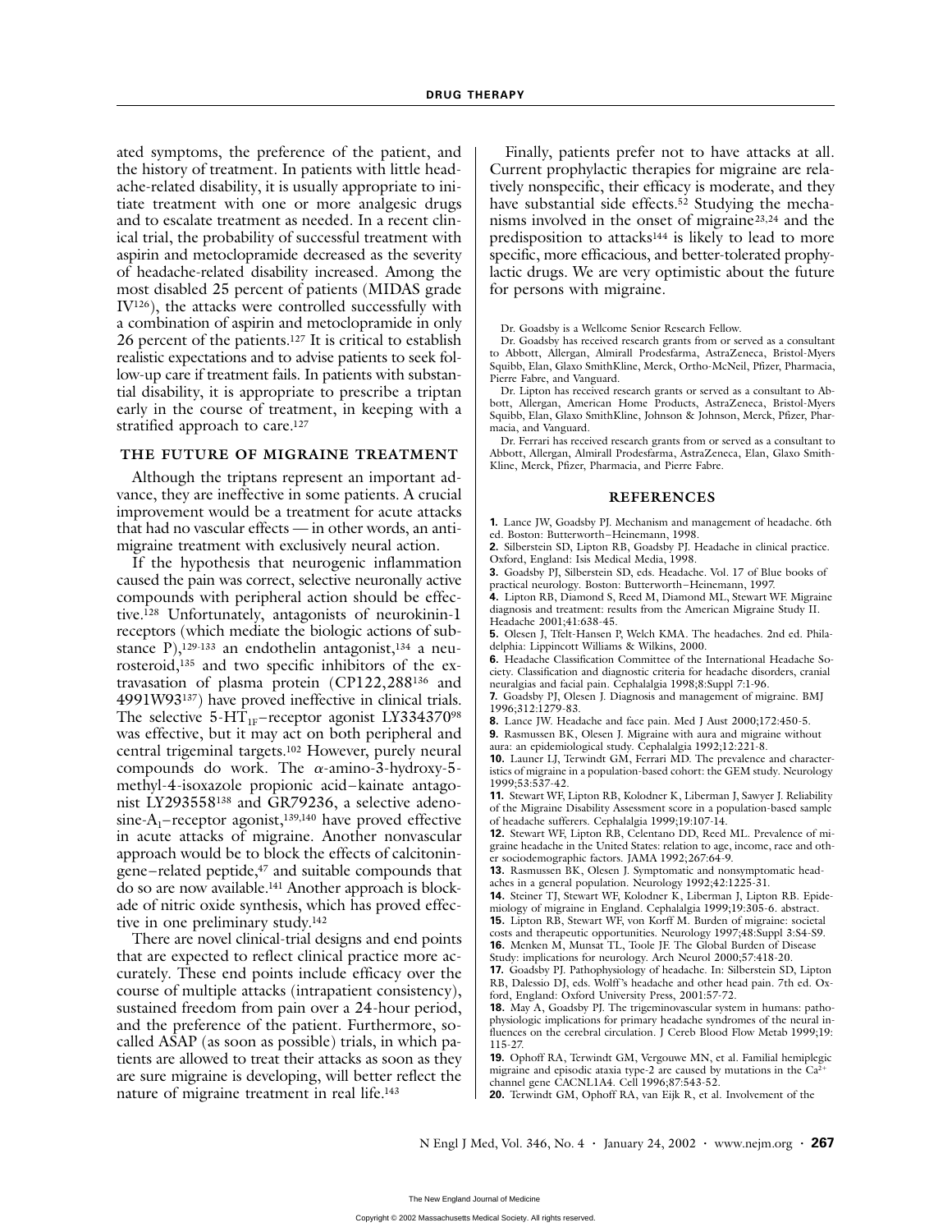ated symptoms, the preference of the patient, and the history of treatment. In patients with little headache-related disability, it is usually appropriate to initiate treatment with one or more analgesic drugs and to escalate treatment as needed. In a recent clinical trial, the probability of successful treatment with aspirin and metoclopramide decreased as the severity of headache-related disability increased. Among the most disabled 25 percent of patients (MIDAS grade IV[126]), the attacks were controlled successfully with a combination of aspirin and metoclopramide in only 26 percent of the patients.[127] It is critical to establish realistic expectations and to advise patients to seek follow-up care if treatment fails. In patients with substantial disability, it is appropriate to prescribe a triptan early in the course of treatment, in keeping with a stratified approach to care.[127]

## THE FUTURE OF MIGRAINE TREATMENT

Although the triptans represent an important advance, they are ineffective in some patients. A crucial improvement would be a treatment for acute attacks that had no vascular effects — in other words, an antimigraine treatment with exclusively neural action.

If the hypothesis that neurogenic inflammation caused the pain was correct, selective neuronally active compounds with peripheral action should be effective.[128] Unfortunately, antagonists of neurokinin-1 receptors (which mediate the biologic actions of substance P),[129-133] an endothelin antagonist,[134] a neurosteroid,[135] and two specific inhibitors of the extravasation of plasma protein (CP122,288[136] and 4991W93[137]) have proved ineffective in clinical trials. The selective $5\text{-HT}_{1F}$–receptor agonist LY334370[98] was effective, but it may act on both peripheral and central trigeminal targets.[102] However, purely neural compounds do work. The $\alpha$-amino-3-hydroxy-5-methyl-4-isoxazole propionic acid–kainate antagonist LY293558[138] and GR79236, a selective adenosine-$A_1$–receptor agonist,[139,140] have proved effective in acute attacks of migraine. Another nonvascular approach would be to block the effects of calcitonin-gene–related peptide,[47] and suitable compounds that do so are now available.[141] Another approach is blockade of nitric oxide synthesis, which has proved effective in one preliminary study.[142]

There are novel clinical-trial designs and end points that are expected to reflect clinical practice more accurately. These end points include efficacy over the course of multiple attacks (intrapatient consistency), sustained freedom from pain over a 24-hour period, and the preference of the patient. Furthermore, so-called ASAP (as soon as possible) trials, in which patients are allowed to treat their attacks as soon as they are sure migraine is developing, will better reflect the nature of migraine treatment in real life.[143]

Finally, patients prefer not to have attacks at all. Current prophylactic therapies for migraine are relatively nonspecific, their efficacy is moderate, and they have substantial side effects.[52] Studying the mechanisms involved in the onset of migraine[23,24] and the predisposition to attacks[144] is likely to lead to more specific, more efficacious, and better-tolerated prophylactic drugs. We are very optimistic about the future for persons with migraine.

Dr. Goadsby is a Wellcome Senior Research Fellow.

Dr. Goadsby has received research grants from or served as a consultant to Abbott, Allergan, Almirall Prodesfarma, AstraZeneca, Bristol-Myers Squibb, Elan, Glaxo SmithKline, Merck, Ortho-McNeil, Pfizer, Pharmacia, Pierre Fabre, and Vanguard.

Dr. Lipton has received research grants or served as a consultant to Abbott, Allergan, American Home Products, AstraZeneca, Bristol-Myers Squibb, Elan, Glaxo SmithKline, Johnson & Johnson, Merck, Pfizer, Pharmacia, and Vanguard.

Dr. Ferrari has received research grants from or served as a consultant to Abbott, Allergan, Almirall Prodesfarma, AstraZeneca, Elan, Glaxo SmithKline, Merck, Pfizer, Pharmacia, and Pierre Fabre.

## REFERENCES

**1.** Lance JW, Goadsby PJ. Mechanism and management of headache. 6th ed. Boston: Butterworth–Heinemann, 1998.

**2.** Silberstein SD, Lipton RB, Goadsby PJ. Headache in clinical practice. Oxford, England: Isis Medical Media, 1998.

**3.** Goadsby PJ, Silberstein SD, eds. Headache. Vol. 17 of Blue books of practical neurology. Boston: Butterworth–Heinemann, 1997.

**4.** Lipton RB, Diamond S, Reed M, Diamond ML, Stewart WF. Migraine diagnosis and treatment: results from the American Migraine Study II. Headache 2001;41:638-45.

**5.** Olesen J, Tfelt-Hansen P, Welch KMA. The headaches. 2nd ed. Philadelphia: Lippincott Williams & Wilkins, 2000.

**6.** Headache Classification Committee of the International Headache Society. Classification and diagnostic criteria for headache disorders, cranial neuralgias and facial pain. Cephalalgia 1998;8:Suppl 7:1-96.

**7.** Goadsby PJ, Olesen J. Diagnosis and management of migraine. BMJ 1996;312:1279-83.

**8.** Lance JW. Headache and face pain. Med J Aust 2000;172:450-5.

**9.** Rasmussen BK, Olesen J. Migraine with aura and migraine without aura: an epidemiological study. Cephalalgia 1992;12:221-8.

**10.** Launer LJ, Terwindt GM, Ferrari MD. The prevalence and characteristics of migraine in a population-based cohort: the GEM study. Neurology 1999;53:537-42.

**11.** Stewart WF, Lipton RB, Kolodner K, Liberman J, Sawyer J. Reliability of the Migraine Disability Assessment score in a population-based sample of headache sufferers. Cephalalgia 1999;19:107-14.

**12.** Stewart WF, Lipton RB, Celentano DD, Reed ML. Prevalence of migraine headache in the United States: relation to age, income, race and other sociodemographic factors. JAMA 1992;267:64-9.

**13.** Rasmussen BK, Olesen J. Symptomatic and nonsymptomatic headaches in a general population. Neurology 1992;42:1225-31.

**14.** Steiner TJ, Stewart WF, Kolodner K, Liberman J, Lipton RB. Epidemiology of migraine in England. Cephalalgia 1999;19:305-6. abstract.

**15.** Lipton RB, Stewart WF, von Korff M. Burden of migraine: societal costs and therapeutic opportunities. Neurology 1997;48:Suppl 3:S4-S9.

**16.** Menken M, Munsat TL, Toole JF. The Global Burden of Disease Study: implications for neurology. Arch Neurol 2000;57:418-20.

**17.** Goadsby PJ. Pathophysiology of headache. In: Silberstein SD, Lipton RB, Dalessio DJ, eds. Wolff's headache and other head pain. 7th ed. Oxford, England: Oxford University Press, 2001:57-72.

**18.** May A, Goadsby PJ. The trigeminovascular system in humans: pathophysiologic implications for primary headache syndromes of the neural influences on the cerebral circulation. J Cereb Blood Flow Metab 1999;19:115-27.

**19.** Ophoff RA, Terwindt GM, Vergouwe MN, et al. Familial hemiplegic migraine and episodic ataxia type-2 are caused by mutations in the $Ca^{2+}$ channel gene CACNL1A4. Cell 1996;87:543-52.

**20.** Terwindt GM, Ophoff RA, van Eijk R, et al. Involvement of the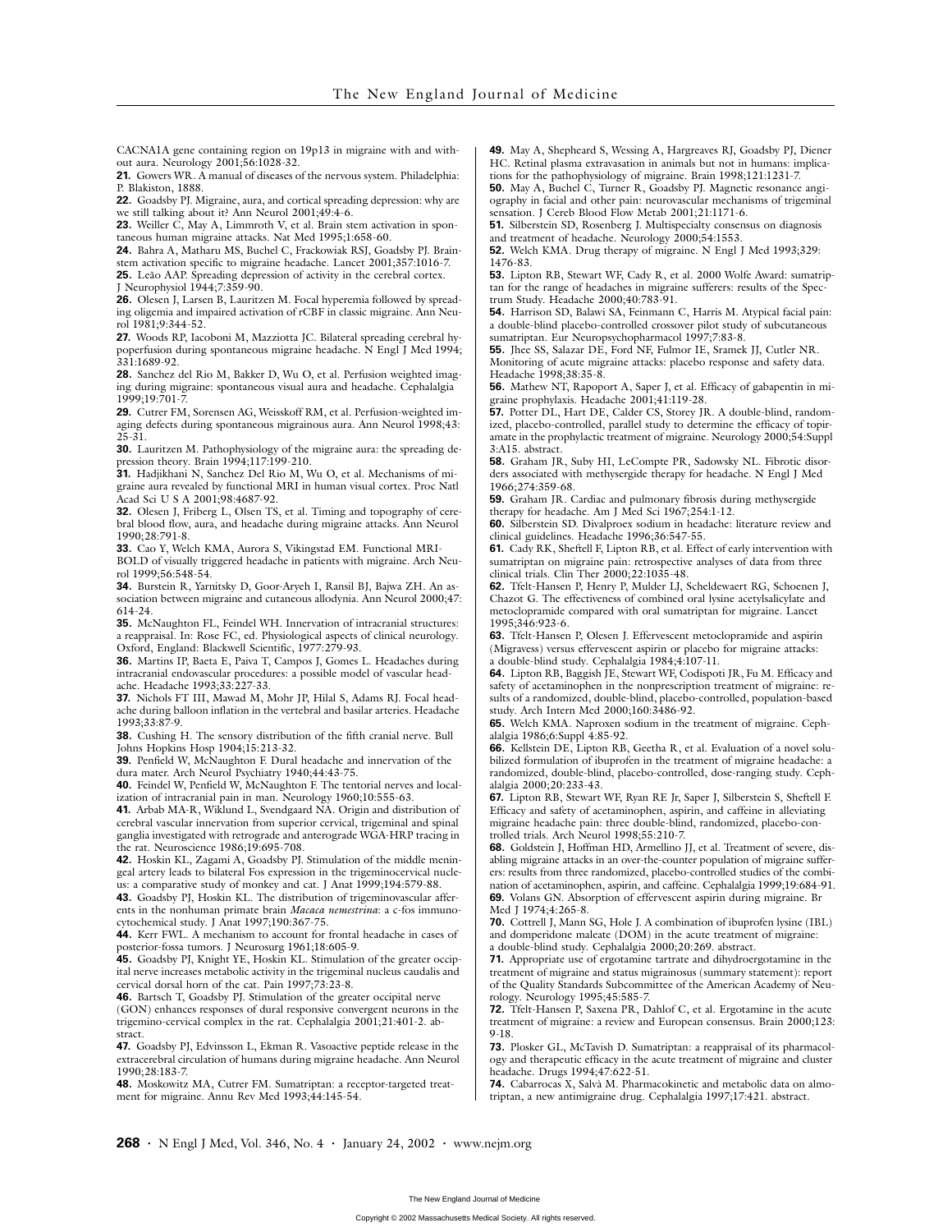CACNA1A gene containing region on 19p13 in migraine with and without aura. Neurology 2001;56:1028-32.

**21.** Gowers WR. A manual of diseases of the nervous system. Philadelphia: P. Blakiston, 1888.

**22.** Goadsby PJ. Migraine, aura, and cortical spreading depression: why are we still talking about it? Ann Neurol 2001;49:4-6.

**23.** Weiller C, May A, Limmroth V, et al. Brain stem activation in spontaneous human migraine attacks. Nat Med 1995;1:658-60.

**24.** Bahra A, Matharu MS, Buchel C, Frackowiak RSJ, Goadsby PJ. Brainstem activation specific to migraine headache. Lancet 2001;357:1016-7.

**25.** Leão AAP. Spreading depression of activity in the cerebral cortex. J Neurophysiol 1944;7:359-90.

**26.** Olesen J, Larsen B, Lauritzen M. Focal hyperemia followed by spreading oligemia and impaired activation of rCBF in classic migraine. Ann Neurol 1981;9:344-52.

**27.** Woods RP, Iacoboni M, Mazziotta JC. Bilateral spreading cerebral hypoperfusion during spontaneous migraine headache. N Engl J Med 1994; 331:1689-92.

**28.** Sanchez del Rio M, Bakker D, Wu O, et al. Perfusion weighted imaging during migraine: spontaneous visual aura and headache. Cephalalgia 1999;19:701-7.

**29.** Cutrer FM, Sorensen AG, Weisskoff RM, et al. Perfusion-weighted imaging defects during spontaneous migrainous aura. Ann Neurol 1998;43: 25-31.

**30.** Lauritzen M. Pathophysiology of the migraine aura: the spreading depression theory. Brain 1994;117:199-210.

**31.** Hadjikhani N, Sanchez Del Rio M, Wu O, et al. Mechanisms of migraine aura revealed by functional MRI in human visual cortex. Proc Natl Acad Sci U S A 2001;98:4687-92.

**32.** Olesen J, Friberg L, Olsen TS, et al. Timing and topography of cerebral blood flow, aura, and headache during migraine attacks. Ann Neurol 1990;28:791-8.

**33.** Cao Y, Welch KMA, Aurora S, Vikingstad EM. Functional MRI-BOLD of visually triggered headache in patients with migraine. Arch Neurol 1999;56:548-54.

**34.** Burstein R, Yarnitsky D, Goor-Aryeh I, Ransil BJ, Bajwa ZH. An association between migraine and cutaneous allodynia. Ann Neurol 2000;47: 614-24.

**35.** McNaughton FL, Feindel WH. Innervation of intracranial structures: a reappraisal. In: Rose FC, ed. Physiological aspects of clinical neurology. Oxford, England: Blackwell Scientific, 1977:279-93.

**36.** Martins IP, Baeta E, Paiva T, Campos J, Gomes L. Headaches during intracranial endovascular procedures: a possible model of vascular headache. Headache 1993;33:227-33.

**37.** Nichols FT III, Mawad M, Mohr JP, Hilal S, Adams RJ. Focal headache during balloon inflation in the vertebral and basilar arteries. Headache 1993;33:87-9.

**38.** Cushing H. The sensory distribution of the fifth cranial nerve. Bull Johns Hopkins Hosp 1904;15:213-32.

**39.** Penfield W, McNaughton F. Dural headache and innervation of the dura mater. Arch Neurol Psychiatry 1940;44:43-75.

**40.** Feindel W, Penfield W, McNaughton F. The tentorial nerves and localization of intracranial pain in man. Neurology 1960;10:555-63.

**41.** Arbab MA-R, Wiklund L, Svendgaard NA. Origin and distribution of cerebral vascular innervation from superior cervical, trigeminal and spinal ganglia investigated with retrograde and anterograde WGA-HRP tracing in the rat. Neuroscience 1986;19:695-708.

**42.** Hoskin KL, Zagami A, Goadsby PJ. Stimulation of the middle meningeal artery leads to bilateral Fos expression in the trigeminocervical nucleus: a comparative study of monkey and cat. J Anat 1999;194:579-88.

**43.** Goadsby PJ, Hoskin KL. The distribution of trigeminovascular afferents in the nonhuman primate brain *Macaca nemestrina*: a c-fos immunocytochemical study. J Anat 1997;190:367-75.

**44.** Kerr FWL. A mechanism to account for frontal headache in cases of posterior-fossa tumors. J Neurosurg 1961;18:605-9.

**45.** Goadsby PJ, Knight YE, Hoskin KL. Stimulation of the greater occipital nerve increases metabolic activity in the trigeminal nucleus caudalis and cervical dorsal horn of the cat. Pain 1997;73:23-8.

**46.** Bartsch T, Goadsby PJ. Stimulation of the greater occipital nerve (GON) enhances responses of dural responsive convergent neurons in the trigemino-cervical complex in the rat. Cephalalgia 2001;21:401-2. abstract.

**47.** Goadsby PJ, Edvinsson L, Ekman R. Vasoactive peptide release in the extracerebral circulation of humans during migraine headache. Ann Neurol 1990;28:183-7.

**48.** Moskowitz MA, Cutrer FM. Sumatriptan: a receptor-targeted treatment for migraine. Annu Rev Med 1993;44:145-54.

**49.** May A, Shepheard S, Wessing A, Hargreaves RJ, Goadsby PJ, Diener HC. Retinal plasma extravasation in animals but not in humans: implications for the pathophysiology of migraine. Brain 1998;121:1231-7.

**50.** May A, Buchel C, Turner R, Goadsby PJ. Magnetic resonance angiography in facial and other pain: neurovascular mechanisms of trigeminal sensation. J Cereb Blood Flow Metab 2001;21:1171-6.

**51.** Silberstein SD, Rosenberg J. Multispecialty consensus on diagnosis and treatment of headache. Neurology 2000;54:1553.

**52.** Welch KMA. Drug therapy of migraine. N Engl J Med 1993;329: 1476-83.

**53.** Lipton RB, Stewart WF, Cady R, et al. 2000 Wolfe Award: sumatriptan for the range of headaches in migraine sufferers: results of the Spectrum Study. Headache 2000;40:783-91.

**54.** Harrison SD, Balawi SA, Feinmann C, Harris M. Atypical facial pain: a double-blind placebo-controlled crossover pilot study of subcutaneous sumatriptan. Eur Neuropsychopharmacol 1997;7:83-8.

**55.** Jhee SS, Salazar DE, Ford NF, Fulmor IE, Sramek JJ, Cutler NR. Monitoring of acute migraine attacks: placebo response and safety data. Headache 1998;38:35-8.

**56.** Mathew NT, Rapoport A, Saper J, et al. Efficacy of gabapentin in migraine prophylaxis. Headache 2001;41:119-28.

**57.** Potter DL, Hart DE, Calder CS, Storey JR. A double-blind, randomized, placebo-controlled, parallel study to determine the efficacy of topiramate in the prophylactic treatment of migraine. Neurology 2000;54:Suppl 3:A15. abstract.

**58.** Graham JR, Suby HI, LeCompte PR, Sadowsky NL. Fibrotic disorders associated with methysergide therapy for headache. N Engl J Med 1966;274:359-68.

**59.** Graham JR. Cardiac and pulmonary fibrosis during methysergide therapy for headache. Am J Med Sci 1967;254:1-12.

**60.** Silberstein SD. Divalproex sodium in headache: literature review and clinical guidelines. Headache 1996;36:547-55.

**61.** Cady RK, Sheftell F, Lipton RB, et al. Effect of early intervention with sumatriptan on migraine pain: retrospective analyses of data from three clinical trials. Clin Ther 2000;22:1035-48.

**62.** Tfelt-Hansen P, Henry P, Mulder LJ, Scheldewaert RG, Schoenen J, Chazot G. The effectiveness of combined oral lysine acetylsalicylate and metoclopramide compared with oral sumatriptan for migraine. Lancet 1995;346:923-6.

**63.** Tfelt-Hansen P, Olesen J. Effervescent metoclopramide and aspirin (Migravess) versus effervescent aspirin or placebo for migraine attacks: a double-blind study. Cephalalgia 1984;4:107-11.

**64.** Lipton RB, Baggish JE, Stewart WF, Codispoti JR, Fu M. Efficacy and safety of acetaminophen in the nonprescription treatment of migraine: results of a randomized, double-blind, placebo-controlled, population-based study. Arch Intern Med 2000;160:3486-92.

**65.** Welch KMA. Naproxen sodium in the treatment of migraine. Cephalalgia 1986;6:Suppl 4:85-92.

**66.** Kellstein DE, Lipton RB, Geetha R, et al. Evaluation of a novel solubilized formulation of ibuprofen in the treatment of migraine headache: a randomized, double-blind, placebo-controlled, dose-ranging study. Cephalalgia 2000;20:233-43.

**67.** Lipton RB, Stewart WF, Ryan RE Jr, Saper J, Silberstein S, Sheftell F. Efficacy and safety of acetaminophen, aspirin, and caffeine in alleviating migraine headache pain: three double-blind, randomized, placebo-controlled trials. Arch Neurol 1998;55:210-7.

**68.** Goldstein J, Hoffman HD, Armellino JJ, et al. Treatment of severe, disabling migraine attacks in an over-the-counter population of migraine sufferers: results from three randomized, placebo-controlled studies of the combination of acetaminophen, aspirin, and caffeine. Cephalalgia 1999;19:684-91.

**69.** Volans GN. Absorption of effervescent aspirin during migraine. Br Med J 1974;4:265-8.

**70.** Cottrell J, Mann SG, Hole J. A combination of ibuprofen lysine (IBL) and domperidone maleate (DOM) in the acute treatment of migraine: a double-blind study. Cephalalgia 2000;20:269. abstract.

**71.** Appropriate use of ergotamine tartrate and dihydroergotamine in the treatment of migraine and status migrainosus (summary statement): report of the Quality Standards Subcommittee of the American Academy of Neurology. Neurology 1995;45:585-7.

**72.** Tfelt-Hansen P, Saxena PR, Dahlof C, et al. Ergotamine in the acute treatment of migraine: a review and European consensus. Brain 2000;123: 9-18.

**73.** Plosker GL, McTavish D. Sumatriptan: a reappraisal of its pharmacology and therapeutic efficacy in the acute treatment of migraine and cluster headache. Drugs 1994;47:622-51.

**74.** Cabarrocas X, Salvà M. Pharmacokinetic and metabolic data on almotriptan, a new antimigraine drug. Cephalalgia 1997;17:421. abstract.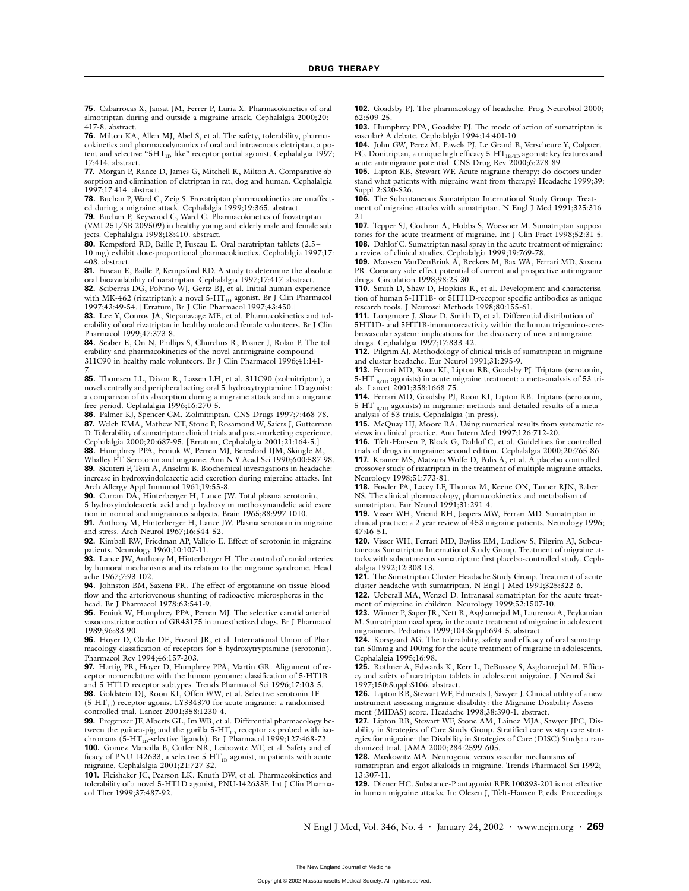**75.** Cabarrocas X, Jansat JM, Ferrer P, Luria X. Pharmacokinetics of oral almotriptan during and outside a migraine attack. Cephalalgia 2000;20: 417-8. abstract.

**76.** Milton KA, Allen MJ, Abel S, et al. The safety, tolerability, pharmacokinetics and pharmacodynamics of oral and intravenous eletriptan, a potent and selective "$5HT_{1D}$-like" receptor partial agonist. Cephalalgia 1997; 17:414. abstract.

**77.** Morgan P, Rance D, James G, Mitchell R, Milton A. Comparative absorption and elimination of eletriptan in rat, dog and human. Cephalalgia 1997;17:414. abstract.

**78.** Buchan P, Ward C, Zeig S. Frovatriptan pharmacokinetics are unaffected during a migraine attack. Cephalalgia 1999;19:365. abstract.

**79.** Buchan P, Keywood C, Ward C. Pharmacokinetics of frovatriptan (VML251/SB 209509) in healthy young and elderly male and female subjects. Cephalalgia 1998;18:410. abstract.

**80.** Kempsford RD, Baille P, Fuseau E. Oral naratriptan tablets (2.5–10 mg) exhibit dose-proportional pharmacokinetics. Cephalalgia 1997;17: 408. abstract.

**81.** Fuseau E, Baille P, Kempsford RD. A study to determine the absolute oral bioavailability of naratriptan. Cephalalgia 1997;17:417. abstract.

**82.** Sciberras DG, Polvino WJ, Gertz BJ, et al. Initial human experience with MK-462 (rizatriptan): a novel $5\text{-}HT_{1D}$ agonist. Br J Clin Pharmacol 1997;43:49-54. [Erratum, Br J Clin Pharmacol 1997;43:450.]

**83.** Lee Y, Conroy JA, Stepanavage ME, et al. Pharmacokinetics and tolerability of oral rizatriptan in healthy male and female volunteers. Br J Clin Pharmacol 1999;47:373-8.

**84.** Seaber E, On N, Phillips S, Churchus R, Posner J, Rolan P. The tolerability and pharmacokinetics of the novel antimigraine compound 311C90 in healthy male volunteers. Br J Clin Pharmacol 1996;41:141-7.

**85.** Thomsen LL, Dixon R, Lassen LH, et al. 311C90 (zolmitriptan), a novel centrally and peripheral acting oral 5-hydroxytryptamine-1D agonist: a comparison of its absorption during a migraine attack and in a migraine-free period. Cephalalgia 1996;16:270-5.

**86.** Palmer KJ, Spencer CM. Zolmitriptan. CNS Drugs 1997;7:468-78.

**87.** Welch KMA, Mathew NT, Stone P, Rosamond W, Saiers J, Gutterman D. Tolerability of sumatriptan: clinical trials and post-marketing experience. Cephalalgia 2000;20:687-95. [Erratum, Cephalalgia 2001;21:164-5.]

**88.** Humphrey PPA, Feniuk W, Perren MJ, Beresford IJM, Skingle M, Whalley ET. Serotonin and migraine. Ann N Y Acad Sci 1990;600:587-98.

**89.** Sicuteri F, Testi A, Anselmi B. Biochemical investigations in headache: increase in hydroxyindoleacetic acid excretion during migraine attacks. Int Arch Allergy Appl Immunol 1961;19:55-8.

**90.** Curran DA, Hinterberger H, Lance JW. Total plasma serotonin, 5-hydroxyindoleacetic acid and p-hydroxy-m-methoxymandelic acid excretion in normal and migrainous subjects. Brain 1965;88:997-1010.

**91.** Anthony M, Hinterberger H, Lance JW. Plasma serotonin in migraine and stress. Arch Neurol 1967;16:544-52.

**92.** Kimball RW, Friedman AP, Vallejo E. Effect of serotonin in migraine patients. Neurology 1960;10:107-11.

**93.** Lance JW, Anthony M, Hinterberger H. The control of cranial arteries by humoral mechanisms and its relation to the migraine syndrome. Headache 1967;7:93-102.

**94.** Johnston BM, Saxena PR. The effect of ergotamine on tissue blood flow and the arteriovenous shunting of radioactive microspheres in the head. Br J Pharmacol 1978;63:541-9.

**95.** Feniuk W, Humphrey PPA, Perren MJ. The selective carotid arterial vasoconstrictor action of GR43175 in anaesthetized dogs. Br J Pharmacol 1989;96:83-90.

**96.** Hoyer D, Clarke DE, Fozard JR, et al. International Union of Pharmacology classification of receptors for 5-hydroxytryptamine (serotonin). Pharmacol Rev 1994;46:157-203.

**97.** Hartig PR, Hoyer D, Humphrey PPA, Martin GR. Alignment of receptor nomenclature with the human genome: classification of 5-HT1B and 5-HT1D receptor subtypes. Trends Pharmacol Sci 1996;17:103-5.

**98.** Goldstein DJ, Roon KI, Offen WW, et al. Selective serotonin 1F ($5\text{-}HT_{1F}$) receptor agonist LY334370 for acute migraine: a randomised controlled trial. Lancet 2001;358:1230-4.

**99.** Pregenzer JF, Alberts GL, Im WB, et al. Differential pharmacology between the guinea-pig and the gorilla $5\text{-}HT_{1D}$ receptor as probed with isochromans ($5\text{-}HT_{1D}$-selective ligands). Br J Pharmacol 1999;127:468-72.

**100.** Gomez-Mancilla B, Cutler NR, Leibowitz MT, et al. Safety and efficacy of PNU-142633, a selective $5\text{-}HT_{1D}$ agonist, in patients with acute migraine. Cephalalgia 2001;21:727-32.

**101.** Fleishaker JC, Pearson LK, Knuth DW, et al. Pharmacokinetics and tolerability of a novel 5-HT1D agonist, PNU-142633F. Int J Clin Pharmacol Ther 1999;37:487-92.

**102.** Goadsby PJ. The pharmacology of headache. Prog Neurobiol 2000; 62:509-25.

**103.** Humphrey PPA, Goadsby PJ. The mode of action of sumatriptan is vascular? A debate. Cephalalgia 1994;14:401-10.

**104.** John GW, Perez M, Pawels PJ, Le Grand B, Verscheure Y, Colpaert FC. Donitriptan, a unique high efficacy $5\text{-}HT_{1B/1D}$ agonist: key features and acute antimigraine potential. CNS Drug Rev 2000;6:278-89.

**105.** Lipton RB, Stewart WF. Acute migraine therapy: do doctors understand what patients with migraine want from therapy? Headache 1999;39: Suppl 2:S20-S26.

**106.** The Subcutaneous Sumatriptan International Study Group. Treatment of migraine attacks with sumatriptan. N Engl J Med 1991;325:316-21.

**107.** Tepper SJ, Cochran A, Hobbs S, Woessner M. Sumatriptan suppositories for the acute treatment of migraine. Int J Clin Pract 1998;52:31-5.

**108.** Dahlof C. Sumatriptan nasal spray in the acute treatment of migraine: a review of clinical studies. Cephalalgia 1999;19:769-78.

**109.** Maassen VanDenBrink A, Reekers M, Bax WA, Ferrari MD, Saxena PR. Coronary side-effect potential of current and prospective antimigraine drugs. Circulation 1998;98:25-30.

**110.** Smith D, Shaw D, Hopkins R, et al. Development and characterisation of human 5-HT1B- or 5HT1D-receptor specific antibodies as unique research tools. J Neurosci Methods 1998;80:155-61.

**111.** Longmore J, Shaw D, Smith D, et al. Differential distribution of 5HT1D- and 5HT1B-immunoreactivity within the human trigemino-cerebrovascular system: implications for the discovery of new antimigraine drugs. Cephalalgia 1997;17:833-42.

**112.** Pilgrim AJ. Methodology of clinical trials of sumatriptan in migraine and cluster headache. Eur Neurol 1991;31:295-9.

**113.** Ferrari MD, Roon KI, Lipton RB, Goadsby PJ. Triptans (serotonin, $5\text{-}HT_{1B/1D}$ agonists) in acute migraine treatment: a meta-analysis of 53 trials. Lancet 2001;358:1668-75.

**114.** Ferrari MD, Goadsby PJ, Roon KI, Lipton RB. Triptans (serotonin, $5\text{-}HT_{1B/1D}$ agonists) in migraine: methods and detailed results of a meta-analysis of 53 trials. Cephalalgia (in press).

**115.** McQuay HJ, Moore RA. Using numerical results from systematic reviews in clinical practice. Ann Intern Med 1997;126:712-20.

**116.** Tfelt-Hansen P, Block G, Dahlof C, et al. Guidelines for controlled trials of drugs in migraine: second edition. Cephalalgia 2000;20:765-86.

**117.** Kramer MS, Matzura-Wolfe D, Polis A, et al. A placebo-controlled crossover study of rizatriptan in the treatment of multiple migraine attacks. Neurology 1998;51:773-81.

**118.** Fowler PA, Lacey LF, Thomas M, Keene ON, Tanner RJN, Baber NS. The clinical pharmacology, pharmacokinetics and metabolism of sumatriptan. Eur Neurol 1991;31:291-4.

**119.** Visser WH, Vriend RH, Jaspers MW, Ferrari MD. Sumatriptan in clinical practice: a 2-year review of 453 migraine patients. Neurology 1996; 47:46-51.

**120.** Visser WH, Ferrari MD, Bayliss EM, Ludlow S, Pilgrim AJ, Subcutaneous Sumatriptan International Study Group. Treatment of migraine attacks with subcutaneous sumatriptan: first placebo-controlled study. Cephalalgia 1992;12:308-13.

**121.** The Sumatriptan Cluster Headache Study Group. Treatment of acute cluster headache with sumatriptan. N Engl J Med 1991;325:322-6.

**122.** Ueberall MA, Wenzel D. Intranasal sumatriptan for the acute treatment of migraine in children. Neurology 1999;52:1507-10.

**123.** Winner P, Saper JR, Nett R, Asgharnejad M, Laurenza A, Peykamian M. Sumatriptan nasal spray in the acute treatment of migraine in adolescent migraineurs. Pediatrics 1999;104:Suppl:694-5. abstract.

**124.** Korsgaard AG. The tolerability, safety and efficacy of oral sumatriptan 50mmg and 100mg for the acute treatment of migraine in adolescents. Cephalalgia 1995;16:98.

**125.** Rothner A, Edwards K, Kerr L, DeBussey S, Asgharnejad M. Efficacy and safety of naratriptan tablets in adolescent migraine. J Neurol Sci 1997;150:Suppl:S106. abstract.

**126.** Lipton RB, Stewart WF, Edmeads J, Sawyer J. Clinical utility of a new instrument assessing migraine disability: the Migraine Disability Assessment (MIDAS) score. Headache 1998;38:390-1. abstract.

**127.** Lipton RB, Stewart WF, Stone AM, Lainez MJA, Sawyer JPC, Disability in Strategies of Care Study Group. Stratified care vs step care strategies for migraine: the Disability in Strategies of Care (DISC) Study: a randomized trial. JAMA 2000;284:2599-605.

**128.** Moskowitz MA. Neurogenic versus vascular mechanisms of sumatriptan and ergot alkaloids in migraine. Trends Pharmacol Sci 1992; 13:307-11.

**129.** Diener HC. Substance-P antagonist RPR100893-201 is not effective in human migraine attacks. In: Olesen J, Tfelt-Hansen P, eds. Proceedings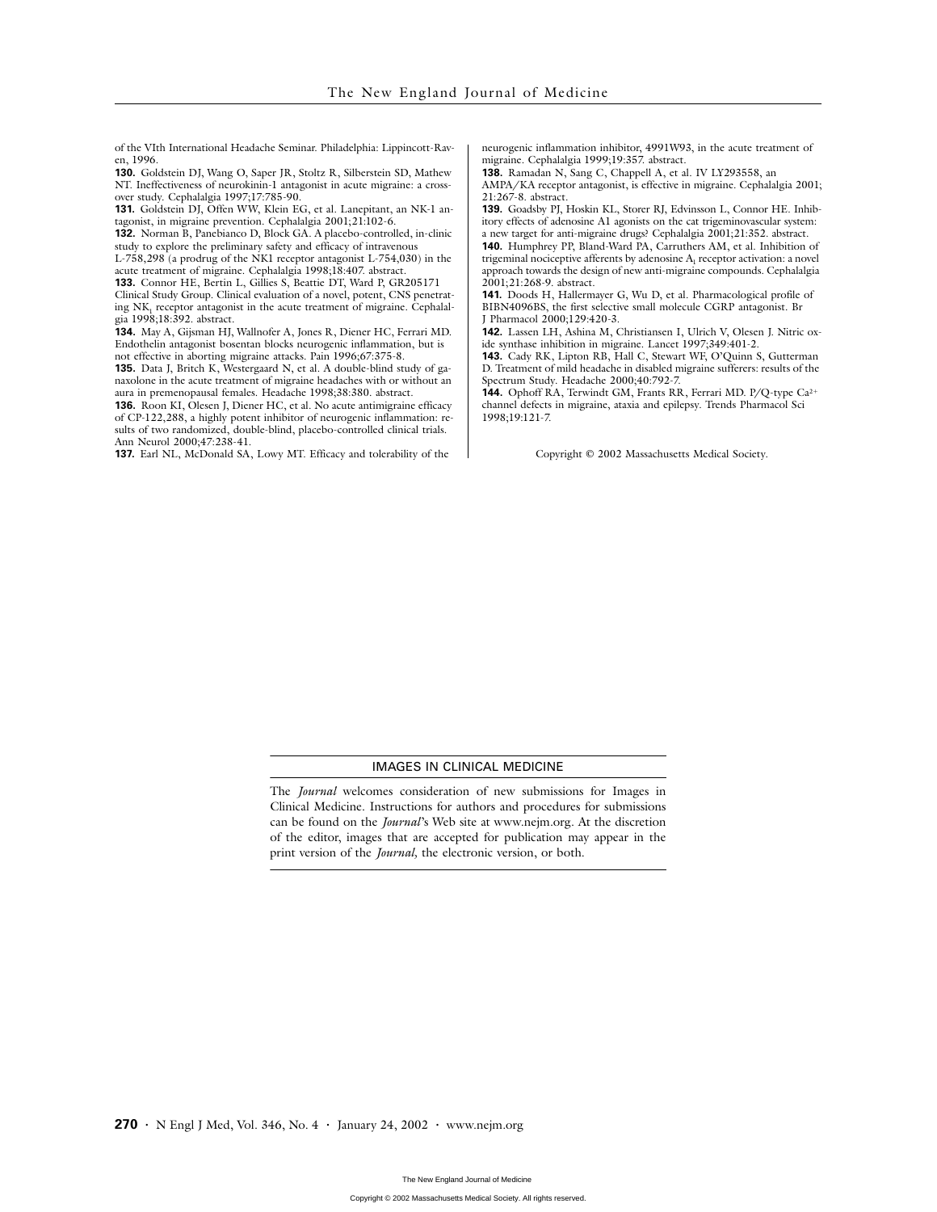of the VIth International Headache Seminar. Philadelphia: Lippincott-Raven, 1996.

**130.** Goldstein DJ, Wang O, Saper JR, Stoltz R, Silberstein SD, Mathew NT. Ineffectiveness of neurokinin-1 antagonist in acute migraine: a crossover study. Cephalalgia 1997;17:785-90.

**131.** Goldstein DJ, Offen WW, Klein EG, et al. Lanepitant, an NK-1 antagonist, in migraine prevention. Cephalalgia 2001;21:102-6.

**132.** Norman B, Panebianco D, Block GA. A placebo-controlled, in-clinic study to explore the preliminary safety and efficacy of intravenous L-758,298 (a prodrug of the NK1 receptor antagonist L-754,030) in the acute treatment of migraine. Cephalalgia 1998;18:407. abstract.

**133.** Connor HE, Bertin L, Gillies S, Beattie DT, Ward P, GR205171 Clinical Study Group. Clinical evaluation of a novel, potent, CNS penetrating $NK_1$ receptor antagonist in the acute treatment of migraine. Cephalalgia 1998;18:392. abstract.

**134.** May A, Gijsman HJ, Wallnofer A, Jones R, Diener HC, Ferrari MD. Endothelin antagonist bosentan blocks neurogenic inflammation, but is not effective in aborting migraine attacks. Pain 1996;67:375-8.

**135.** Data J, Britch K, Westergaard N, et al. A double-blind study of ganaxolone in the acute treatment of migraine headaches with or without an aura in premenopausal females. Headache 1998;38:380. abstract.

**136.** Roon KI, Olesen J, Diener HC, et al. No acute antimigraine efficacy of CP-122,288, a highly potent inhibitor of neurogenic inflammation: results of two randomized, double-blind, placebo-controlled clinical trials. Ann Neurol 2000;47:238-41.

**137.** Earl NL, McDonald SA, Lowy MT. Efficacy and tolerability of the neurogenic inflammation inhibitor, 4991W93, in the acute treatment of migraine. Cephalalgia 1999;19:357. abstract.

**138.** Ramadan N, Sang C, Chappell A, et al. IV LY293558, an AMPA/KA receptor antagonist, is effective in migraine. Cephalalgia 2001; 21:267-8. abstract.

**139.** Goadsby PJ, Hoskin KL, Storer RJ, Edvinsson L, Connor HE. Inhibitory effects of adenosine A1 agonists on the cat trigeminovascular system: a new target for anti-migraine drugs? Cephalalgia 2001;21:352. abstract.

**140.** Humphrey PP, Bland-Ward PA, Carruthers AM, et al. Inhibition of trigeminal nociceptive afferents by adenosine $A_1$ receptor activation: a novel approach towards the design of new anti-migraine compounds. Cephalalgia 2001;21:268-9. abstract.

**141.** Doods H, Hallermayer G, Wu D, et al. Pharmacological profile of BIBN4096BS, the first selective small molecule CGRP antagonist. Br J Pharmacol 2000;129:420-3.

**142.** Lassen LH, Ashina M, Christiansen I, Ulrich V, Olesen J. Nitric oxide synthase inhibition in migraine. Lancet 1997;349:401-2.

**143.** Cady RK, Lipton RB, Hall C, Stewart WF, O'Quinn S, Gutterman D. Treatment of mild headache in disabled migraine sufferers: results of the Spectrum Study. Headache 2000;40:792-7.

**144.** Ophoff RA, Terwindt GM, Frants RR, Ferrari MD. P/Q-type $Ca^{2+}$ channel defects in migraine, ataxia and epilepsy. Trends Pharmacol Sci 1998;19:121-7.

Copyright © 2002 Massachusetts Medical Society.

## IMAGES IN CLINICAL MEDICINE

The *Journal* welcomes consideration of new submissions for Images in Clinical Medicine. Instructions for authors and procedures for submissions can be found on the *Journal*'s Web site at www.nejm.org. At the discretion of the editor, images that are accepted for publication may appear in the print version of the *Journal,* the electronic version, or both.